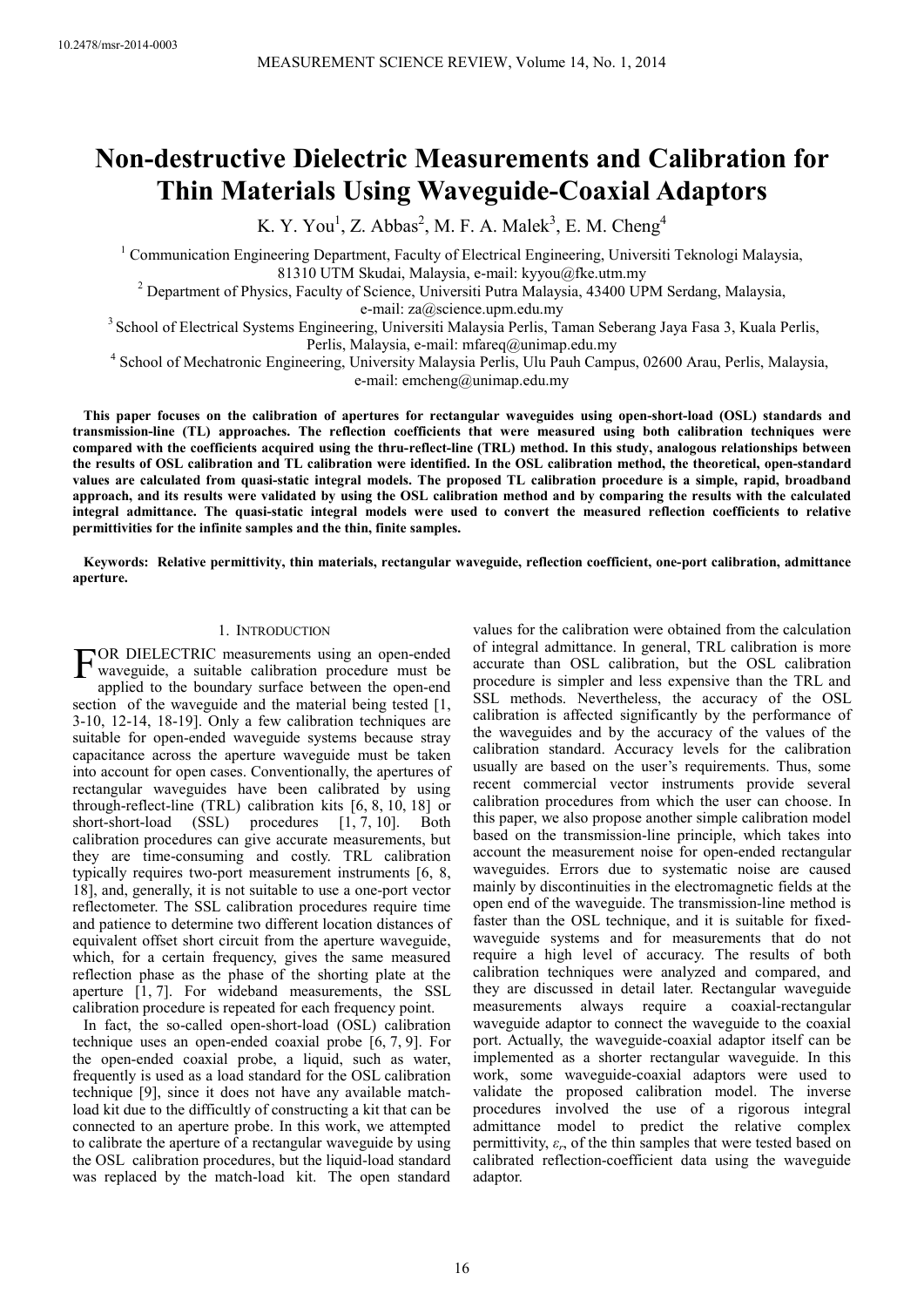# Non-destructive Dielectric Measurements and Calibration for Thin Materials Using Waveguide-Coaxial Adaptors

K. Y. You[1], Z. Abbas[2], M. F. A. Malek[3], E. M. Cheng[4]

[1] Communication Engineering Department, Faculty of Electrical Engineering, Universiti Teknologi Malaysia, 81310 UTM Skudai, Malaysia, e-mail: kyyou@fke.utm.my

[2] Department of Physics, Faculty of Science, Universiti Putra Malaysia, 43400 UPM Serdang, Malaysia, e-mail: za@science.upm.edu.my

[3] School of Electrical Systems Engineering, Universiti Malaysia Perlis, Taman Seberang Jaya Fasa 3, Kuala Perlis, Perlis, Malaysia, e-mail: mfareq@unimap.edu.my

[4] School of Mechatronic Engineering, University Malaysia Perlis, Ulu Pauh Campus, 02600 Arau, Perlis, Malaysia, e-mail: emcheng@unimap.edu.my

**This paper focuses on the calibration of apertures for rectangular waveguides using open-short-load (OSL) standards and transmission-line (TL) approaches. The reflection coefficients that were measured using both calibration techniques were compared with the coefficients acquired using the thru-reflect-line (TRL) method. In this study, analogous relationships between the results of OSL calibration and TL calibration were identified. In the OSL calibration method, the theoretical, open-standard values are calculated from quasi-static integral models. The proposed TL calibration procedure is a simple, rapid, broadband approach, and its results were validated by using the OSL calibration method and by comparing the results with the calculated integral admittance. The quasi-static integral models were used to convert the measured reflection coefficients to relative permittivities for the infinite samples and the thin, finite samples.**

**Keywords: Relative permittivity, thin materials, rectangular waveguide, reflection coefficient, one-port calibration, admittance aperture.**

## 1. Introduction

For DIELECTRIC measurements using an open-ended waveguide, a suitable calibration procedure must be applied to the boundary surface between the open-end section of the waveguide and the material being tested [1, 3-10, 12-14, 18-19]. Only a few calibration techniques are suitable for open-ended waveguide systems because stray capacitance across the aperture waveguide must be taken into account for open cases. Conventionally, the apertures of rectangular waveguides have been calibrated by using through-reflect-line (TRL) calibration kits [6, 8, 10, 18] or short-short-load (SSL) procedures [1, 7, 10]. Both calibration procedures can give accurate measurements, but they are time-consuming and costly. TRL calibration typically requires two-port measurement instruments [6, 8, 18], and, generally, it is not suitable to use a one-port vector reflectometer. The SSL calibration procedures require time and patience to determine two different location distances of equivalent offset short circuit from the aperture waveguide, which, for a certain frequency, gives the same measured reflection phase as the phase of the shorting plate at the aperture [1, 7]. For wideband measurements, the SSL calibration procedure is repeated for each frequency point.

In fact, the so-called open-short-load (OSL) calibration technique uses an open-ended coaxial probe [6, 7, 9]. For the open-ended coaxial probe, a liquid, such as water, frequently is used as a load standard for the OSL calibration technique [9], since it does not have any available match-load kit due to the difficultly of constructing a kit that can be connected to an aperture probe. In this work, we attempted to calibrate the aperture of a rectangular waveguide by using the OSL calibration procedures, but the liquid-load standard was replaced by the match-load kit. The open standard values for the calibration were obtained from the calculation of integral admittance. In general, TRL calibration is more accurate than OSL calibration, but the OSL calibration procedure is simpler and less expensive than the TRL and SSL methods. Nevertheless, the accuracy of the OSL calibration is affected significantly by the performance of the waveguides and by the accuracy of the values of the calibration standard. Accuracy levels for the calibration usually are based on the user's requirements. Thus, some recent commercial vector instruments provide several calibration procedures from which the user can choose. In this paper, we also propose another simple calibration model based on the transmission-line principle, which takes into account the measurement noise for open-ended rectangular waveguides. Errors due to systematic noise are caused mainly by discontinuities in the electromagnetic fields at the open end of the waveguide. The transmission-line method is faster than the OSL technique, and it is suitable for fixed-waveguide systems and for measurements that do not require a high level of accuracy. The results of both calibration techniques were analyzed and compared, and they are discussed in detail later. Rectangular waveguide measurements always require a coaxial-rectangular waveguide adaptor to connect the waveguide to the coaxial port. Actually, the waveguide-coaxial adaptor itself can be implemented as a shorter rectangular waveguide. In this work, some waveguide-coaxial adaptors were used to validate the proposed calibration model. The inverse procedures involved the use of a rigorous integral admittance model to predict the relative complex permittivity, $\varepsilon_r$, of the thin samples that were tested based on calibrated reflection-coefficient data using the waveguide adaptor.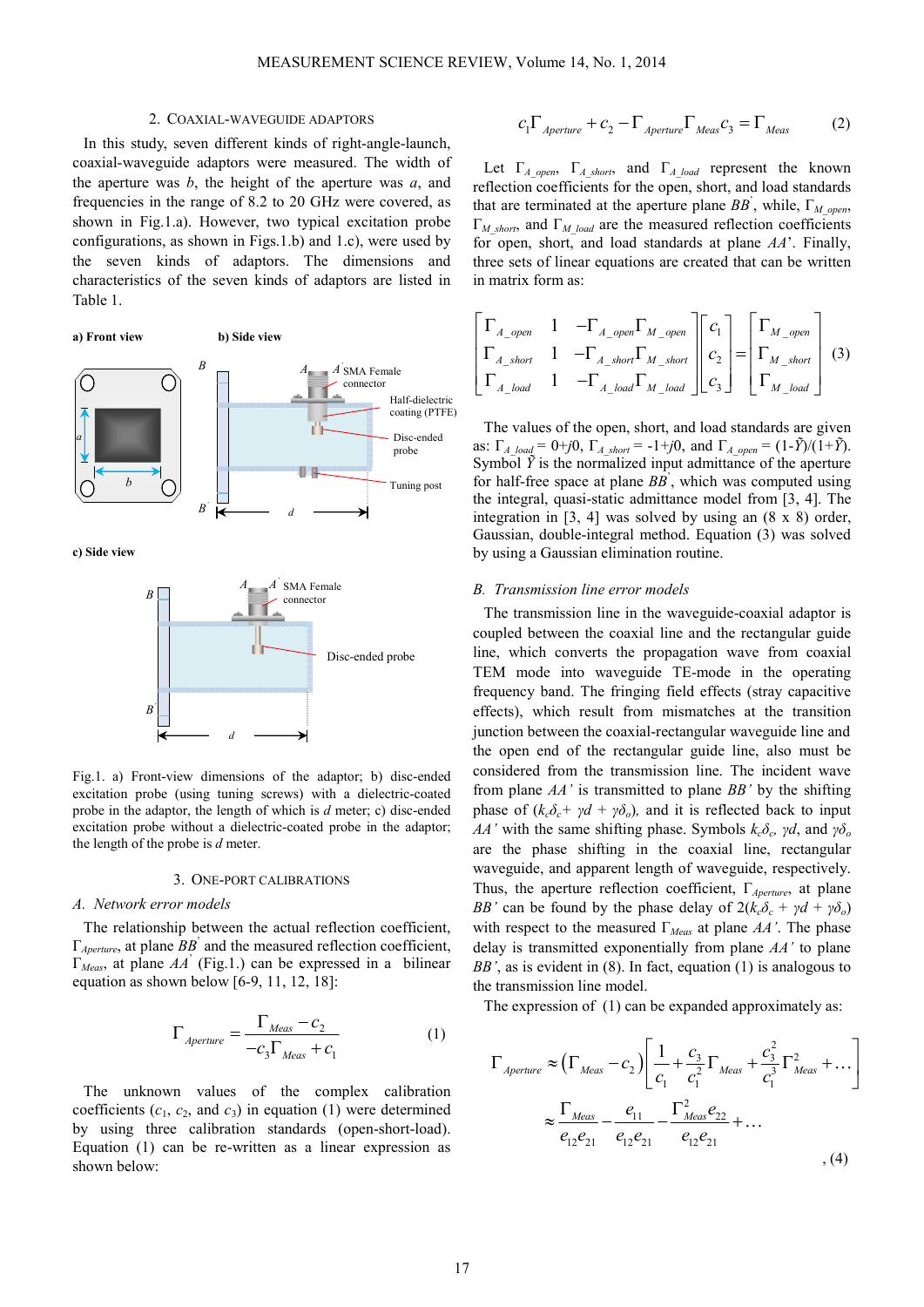## 2. COAXIAL-WAVEGUIDE ADAPTORS

In this study, seven different kinds of right-angle-launch, coaxial-waveguide adaptors were measured. The width of the aperture was $b$, the height of the aperture was $a$, and frequencies in the range of 8.2 to 20 GHz were covered, as shown in Fig.1.a). However, two typical excitation probe configurations, as shown in Figs.1.b) and 1.c), were used by the seven kinds of adaptors. The dimensions and characteristics of the seven kinds of adaptors are listed in Table 1.

Fig.1. a) Front-view dimensions of the adaptor; b) disc-ended excitation probe (using tuning screws) with a dielectric-coated probe in the adaptor, the length of which is $d$ meter; c) disc-ended excitation probe without a dielectric-coated probe in the adaptor; the length of the probe is $d$ meter.

## 3. ONE-PORT CALIBRATIONS

### A. Network error models

The relationship between the actual reflection coefficient, $\Gamma_{Aperture}$, at plane $BB'$ and the measured reflection coefficient, $\Gamma_{Meas}$, at plane $AA'$ (Fig.1.) can be expressed in a bilinear equation as shown below [6-9, 11, 12, 18]:

$$\Gamma_{Aperture} = \frac{\Gamma_{Meas} - c_2}{-c_3\Gamma_{Meas} + c_1} \tag{1}$$

The unknown values of the complex calibration coefficients ($c_1$, $c_2$, and $c_3$) in equation (1) were determined by using three calibration standards (open-short-load). Equation (1) can be re-written as a linear expression as shown below:

$$c_1\Gamma_{Aperture} + c_2 - \Gamma_{Aperture}\Gamma_{Meas}c_3 = \Gamma_{Meas} \tag{2}$$

Let $\Gamma_{A\_open}$, $\Gamma_{A\_short}$, and $\Gamma_{A\_load}$ represent the known reflection coefficients for the open, short, and load standards that are terminated at the aperture plane $BB'$, while, $\Gamma_{M\_open}$, $\Gamma_{M\_short}$, and $\Gamma_{M\_load}$ are the measured reflection coefficients for open, short, and load standards at plane $AA'$. Finally, three sets of linear equations are created that can be written in matrix form as:

$$\begin{bmatrix} \Gamma_{A\_open} & 1 & -\Gamma_{A\_open}\Gamma_{M\_open} \\ \Gamma_{A\_short} & 1 & -\Gamma_{A\_short}\Gamma_{M\_short} \\ \Gamma_{A\_load} & 1 & -\Gamma_{A\_load}\Gamma_{M\_load} \end{bmatrix} \begin{bmatrix} c_1 \\ c_2 \\ c_3 \end{bmatrix} = \begin{bmatrix} \Gamma_{M\_open} \\ \Gamma_{M\_short} \\ \Gamma_{M\_load} \end{bmatrix} \tag{3}$$

The values of the open, short, and load standards are given as: $\Gamma_{A\_load} = 0+j0$, $\Gamma_{A\_short} = -1+j0$, and $\Gamma_{A\_open} = (1-\tilde{Y})/(1+\tilde{Y})$. Symbol $\tilde{Y}$ is the normalized input admittance of the aperture for half-free space at plane $BB'$, which was computed using the integral, quasi-static admittance model from [3, 4]. The integration in [3, 4] was solved by using an (8 x 8) order, Gaussian, double-integral method. Equation (3) was solved by using a Gaussian elimination routine.

### B. Transmission line error models

The transmission line in the waveguide-coaxial adaptor is coupled between the coaxial line and the rectangular guide line, which converts the propagation wave from coaxial TEM mode into waveguide TE-mode in the operating frequency band. The fringing field effects (stray capacitive effects), which result from mismatches at the transition junction between the coaxial-rectangular waveguide line and the open end of the rectangular guide line, also must be considered from the transmission line. The incident wave from plane $AA'$ is transmitted to plane $BB'$ by the shifting phase of ($k_c\delta_c + \gamma d + \gamma\delta_o$), and it is reflected back to input $AA'$ with the same shifting phase. Symbols $k_c\delta_c$, $\gamma d$, and $\gamma\delta_o$ are the phase shifting in the coaxial line, rectangular waveguide, and apparent length of waveguide, respectively. Thus, the aperture reflection coefficient, $\Gamma_{Aperture}$, at plane $BB'$ can be found by the phase delay of $2(k_c\delta_c + \gamma d + \gamma\delta_o)$ with respect to the measured $\Gamma_{Meas}$ at plane $AA'$. The phase delay is transmitted exponentially from plane $AA'$ to plane $BB'$, as is evident in (8). In fact, equation (1) is analogous to the transmission line model.

The expression of (1) can be expanded approximately as:

$$\Gamma_{Aperture} \approx \left(\Gamma_{Meas} - c_2\right)\left[\frac{1}{c_1} + \frac{c_3}{c_1^2}\Gamma_{Meas} + \frac{c_3^2}{c_1^3}\Gamma_{Meas}^2 + \ldots\right]$$
$$\approx \frac{\Gamma_{Meas}}{e_{12}e_{21}} - \frac{e_{11}}{e_{12}e_{21}} - \frac{\Gamma_{Meas}^2 e_{22}}{e_{12}e_{21}} + \ldots \tag{4}$$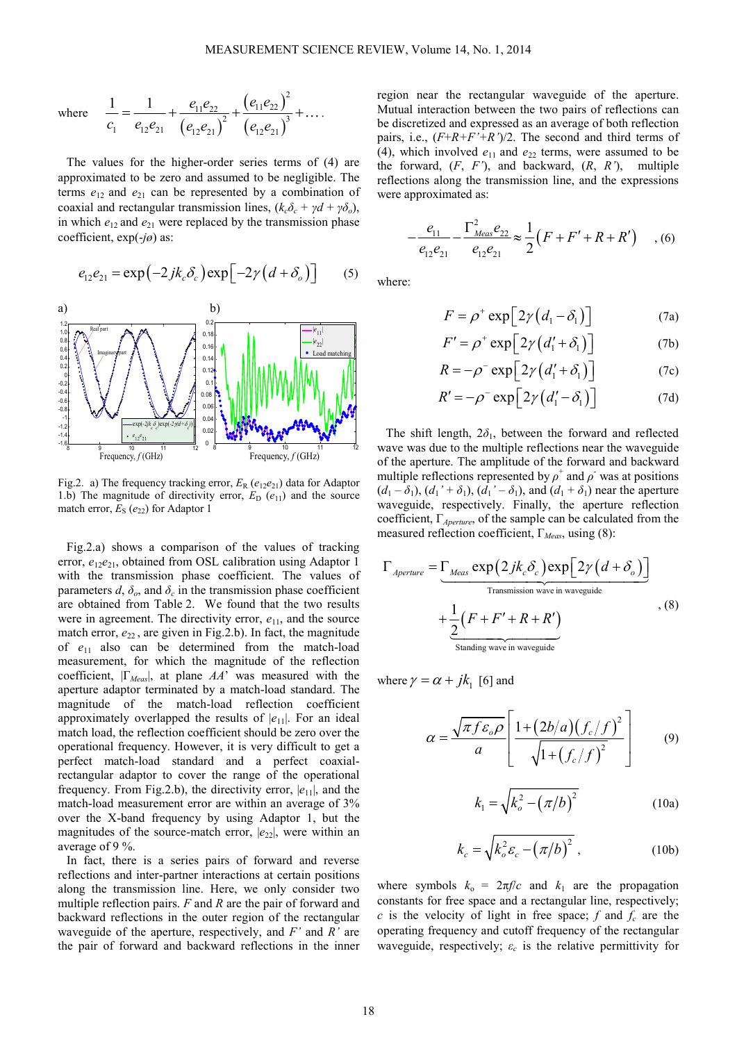where $$\frac{1}{c_1} = \frac{1}{e_{12}e_{21}} + \frac{e_{11}e_{22}}{\left(e_{12}e_{21}\right)^2} + \frac{\left(e_{11}e_{22}\right)^2}{\left(e_{12}e_{21}\right)^3} + \ldots.$$

The values for the higher-order series terms of (4) are approximated to be zero and assumed to be negligible. The terms $e_{12}$ and $e_{21}$ can be represented by a combination of coaxial and rectangular transmission lines, ($k_c\delta_c + \gamma d + \gamma\delta_o$), in which $e_{12}$ and $e_{21}$ were replaced by the transmission phase coefficient, $\exp(-j\phi)$ as:

$$e_{12}e_{21} = \exp\left(-2jk_c\delta_c\right)\exp\left[-2\gamma\left(d+\delta_o\right)\right] \qquad (5)$$

Fig.2. a) The frequency tracking error, $E_R$ ($e_{12}e_{21}$) data for Adaptor 1.b) The magnitude of directivity error, $E_D$ ($e_{11}$) and the source match error, $E_S$ ($e_{22}$) for Adaptor 1

Fig.2.a) shows a comparison of the values of tracking error, $e_{12}e_{21}$, obtained from OSL calibration using Adaptor 1 with the transmission phase coefficient. The values of parameters $d$, $\delta_o$, and $\delta_c$ in the transmission phase coefficient are obtained from Table 2. We found that the two results were in agreement. The directivity error, $e_{11}$, and the source match error, $e_{22}$, are given in Fig.2.b). In fact, the magnitude of $e_{11}$ also can be determined from the match-load measurement, for which the magnitude of the reflection coefficient, $|\Gamma_{Meas}|$, at plane *AA*' was measured with the aperture adaptor terminated by a match-load standard. The magnitude of the match-load reflection coefficient approximately overlapped the results of $|e_{11}|$. For an ideal match load, the reflection coefficient should be zero over the operational frequency. However, it is very difficult to get a perfect match-load standard and a perfect coaxial-rectangular adaptor to cover the range of the operational frequency. From Fig.2.b), the directivity error, $|e_{11}|$, and the match-load measurement error are within an average of 3% over the X-band frequency by using Adaptor 1, but the magnitudes of the source-match error, $|e_{22}|$, were within an average of 9 %.

In fact, there is a series pairs of forward and reverse reflections and inter-partner interactions at certain positions along the transmission line. Here, we only consider two multiple reflection pairs. $F$ and $R$ are the pair of forward and backward reflections in the outer region of the rectangular waveguide of the aperture, respectively, and $F'$ and $R'$ are the pair of forward and backward reflections in the inner region near the rectangular waveguide of the aperture. Mutual interaction between the two pairs of reflections can be discretized and expressed as an average of both reflection pairs, i.e., $(F+R+F'+R')/2$. The second and third terms of (4), which involved $e_{11}$ and $e_{22}$ terms, were assumed to be the forward, ($F$, $F'$), and backward, ($R$, $R'$), multiple reflections along the transmission line, and the expressions were approximated as:

$$-\frac{e_{11}}{e_{12}e_{21}} - \frac{\Gamma_{Meas}^2 e_{22}}{e_{12}e_{21}} \approx \frac{1}{2}\left(F + F' + R + R'\right) \quad , (6)$$

where:

$$F = \rho^+ \exp\left[2\gamma\left(d_1 - \delta_1\right)\right] \qquad (7a)$$

$$F' = \rho^+ \exp\left[2\gamma\left(d_1' + \delta_1\right)\right] \qquad (7b)$$

$$R = -\rho^- \exp\left[2\gamma\left(d_1' + \delta_1\right)\right] \qquad (7c)$$

$$R' = -\rho^- \exp\left[2\gamma\left(d_1' - \delta_1\right)\right] \qquad (7d)$$

The shift length, $2\delta_1$, between the forward and reflected wave was due to the multiple reflections near the waveguide of the aperture. The amplitude of the forward and backward multiple reflections represented by $\rho^+$ and $\rho^-$ was at positions ($d_1 - \delta_1$), ($d_1' + \delta_1$), ($d_1' - \delta_1$), and ($d_1 + \delta_1$) near the aperture waveguide, respectively. Finally, the aperture reflection coefficient, $\Gamma_{Aperture}$, of the sample can be calculated from the measured reflection coefficient, $\Gamma_{Meas}$, using (8):

$$\Gamma_{Aperture} = \underbrace{\Gamma_{Meas}\exp\left(2jk_c\delta_c\right)\exp\left[2\gamma\left(d+\delta_o\right)\right]}_{\text{Transmission wave in waveguide}} + \underbrace{\frac{1}{2}\left(F+F'+R+R'\right)}_{\text{Standing wave in waveguide}} \quad , (8)$$

where $\gamma = \alpha + jk_1$ [6] and

$$\alpha = \frac{\sqrt{\pi f \varepsilon_o \rho}}{a}\left[\frac{1+\left(2b/a\right)\left(f_c/f\right)^2}{\sqrt{1+\left(f_c/f\right)^2}}\right] \qquad (9)$$

$$k_1 = \sqrt{k_o^2 - \left(\pi/b\right)^2} \qquad (10a)$$

$$k_c = \sqrt{k_o^2\varepsilon_c - \left(\pi/b\right)^2}\,, \qquad (10b)$$

where symbols $k_o = 2\pi f/c$ and $k_1$ are the propagation constants for free space and a rectangular line, respectively; $c$ is the velocity of light in free space; $f$ and $f_c$ are the operating frequency and cutoff frequency of the rectangular waveguide, respectively; $\varepsilon_c$ is the relative permittivity for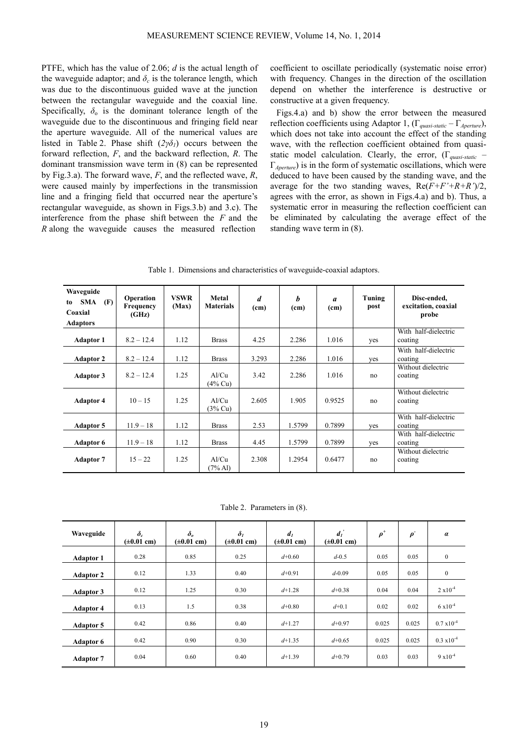PTFE, which has the value of 2.06; $d$ is the actual length of the waveguide adaptor; and $\delta_c$ is the tolerance length, which was due to the discontinuous guided wave at the junction between the rectangular waveguide and the coaxial line. Specifically, $\delta_o$ is the dominant tolerance length of the waveguide due to the discontinuous and fringing field near the aperture waveguide. All of the numerical values are listed in Table 2. Phase shift ($2\gamma\delta_1$) occurs between the forward reflection, $F$, and the backward reflection, $R$. The dominant transmission wave term in (8) can be represented by Fig.3.a). The forward wave, $F$, and the reflected wave, $R$, were caused mainly by imperfections in the transmission line and a fringing field that occurred near the aperture's rectangular waveguide, as shown in Figs.3.b) and 3.c). The interference from the phase shift between the $F$ and the $R$ along the waveguide causes the measured reflection coefficient to oscillate periodically (systematic noise error) with frequency. Changes in the direction of the oscillation depend on whether the interference is destructive or constructive at a given frequency.

Figs.4.a) and b) show the error between the measured reflection coefficients using Adaptor 1, ($\Gamma_{quasi\text{-}static} - \Gamma_{Aperture}$), which does not take into account the effect of the standing wave, with the reflection coefficient obtained from quasi-static model calculation. Clearly, the error, ($\Gamma_{quasi\text{-}static} - \Gamma_{Aperture}$) is in the form of systematic oscillations, which were deduced to have been caused by the standing wave, and the average for the two standing waves, $\mathrm{Re}(F+F'+R+R')/2$, agrees with the error, as shown in Figs.4.a) and b). Thus, a systematic error in measuring the reflection coefficient can be eliminated by calculating the average effect of the standing wave term in (8).

Table 1. Dimensions and characteristics of waveguide-coaxial adaptors.

| Waveguide to SMA (F) Coaxial Adaptors | Operation Frequency (GHz) | VSWR (Max) | Metal Materials | *d* (cm) | *b* (cm) | *a* (cm) | Tuning post | Disc-ended, excitation, coaxial probe |
|---|---|---|---|---|---|---|---|---|
| **Adaptor 1** | 8.2 – 12.4 | 1.12 | Brass | 4.25 | 2.286 | 1.016 | yes | With half-dielectric coating |
| **Adaptor 2** | 8.2 – 12.4 | 1.12 | Brass | 3.293 | 2.286 | 1.016 | yes | With half-dielectric coating |
| **Adaptor 3** | 8.2 – 12.4 | 1.25 | Al/Cu (4% Cu) | 3.42 | 2.286 | 1.016 | no | Without dielectric coating |
| **Adaptor 4** | 10 – 15 | 1.25 | Al/Cu (3% Cu) | 2.605 | 1.905 | 0.9525 | no | Without dielectric coating |
| **Adaptor 5** | 11.9 – 18 | 1.12 | Brass | 2.53 | 1.5799 | 0.7899 | yes | With half-dielectric coating |
| **Adaptor 6** | 11.9 – 18 | 1.12 | Brass | 4.45 | 1.5799 | 0.7899 | yes | With half-dielectric coating |
| **Adaptor 7** | 15 – 22 | 1.25 | Al/Cu (7% Al) | 2.308 | 1.2954 | 0.6477 | no | Without dielectric coating |

Table 2. Parameters in (8).

| Waveguide | $\delta_c$ (±0.01 cm) | $\delta_o$ (±0.01 cm) | $\delta_1$ (±0.01 cm) | $d_1$ (±0.01 cm) | $d_1'$ (±0.01 cm) | $\rho^+$ | $\rho^-$ | $\alpha$ |
|---|---|---|---|---|---|---|---|---|
| **Adaptor 1** | 0.28 | 0.85 | 0.25 | $d$+0.60 | $d$-0.5 | 0.05 | 0.05 | 0 |
| **Adaptor 2** | 0.12 | 1.33 | 0.40 | $d$+0.91 | $d$-0.09 | 0.05 | 0.05 | 0 |
| **Adaptor 3** | 0.12 | 1.25 | 0.30 | $d$+1.28 | $d$+0.38 | 0.04 | 0.04 | $2 \times 10^{-4}$ |
| **Adaptor 4** | 0.13 | 1.5 | 0.38 | $d$+0.80 | $d$+0.1 | 0.02 | 0.02 | $6 \times 10^{-4}$ |
| **Adaptor 5** | 0.42 | 0.86 | 0.40 | $d$+1.27 | $d$+0.97 | 0.025 | 0.025 | $0.7 \times 10^{-4}$ |
| **Adaptor 6** | 0.42 | 0.90 | 0.30 | $d$+1.35 | $d$+0.65 | 0.025 | 0.025 | $0.3 \times 10^{-4}$ |
| **Adaptor 7** | 0.04 | 0.60 | 0.40 | $d$+1.39 | $d$+0.79 | 0.03 | 0.03 | $9 \times 10^{-4}$ |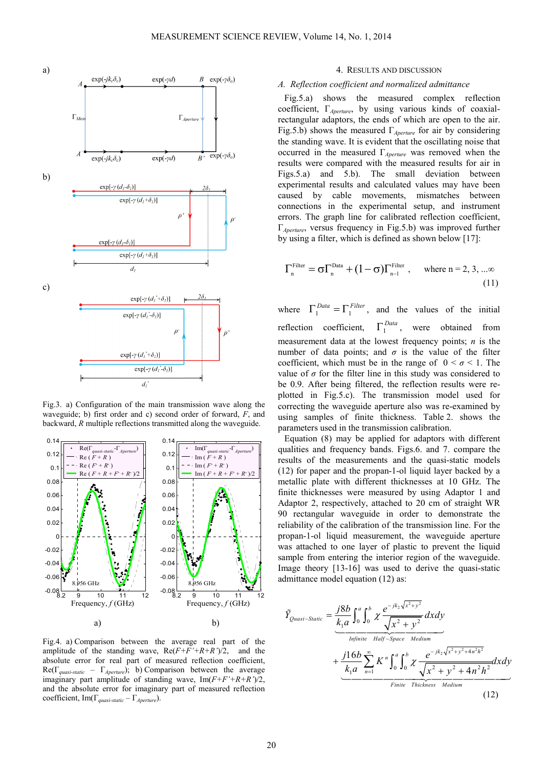Fig.3. a) Configuration of the main transmission wave along the waveguide; b) first order and c) second order of forward, $F$, and backward, $R$ multiple reflections transmitted along the waveguide.

Fig.4. a) Comparison between the average real part of the amplitude of the standing wave, $\mathrm{Re}(F+F'+R+R')/2$, and the absolute error for real part of measured reflection coefficient, $\mathrm{Re}(\Gamma_{quasi\text{-}static} - \Gamma_{Aperture})$; b) Comparison between the average imaginary part amplitude of standing wave, $\mathrm{Im}(F+F'+R+R')/2$, and the absolute error for imaginary part of measured reflection coefficient, $\mathrm{Im}(\Gamma_{quasi\text{-}static} - \Gamma_{Aperture})$.

## 4. Results and Discussion

### A. Reflection coefficient and normalized admittance

Fig.5.a) shows the measured complex reflection coefficient, $\Gamma_{Aperture}$, by using various kinds of coaxial-rectangular adaptors, the ends of which are open to the air. Fig.5.b) shows the measured $\Gamma_{Aperture}$ for air by considering the standing wave. It is evident that the oscillating noise that occurred in the measured $\Gamma_{Aperture}$ was removed when the results were compared with the measured results for air in Figs.5.a) and 5.b). The small deviation between experimental results and calculated values may have been caused by cable movements, mismatches between connections in the experimental setup, and instrument errors. The graph line for calibrated reflection coefficient, $\Gamma_{Aperture}$, versus frequency in Fig.5.b) was improved further by using a filter, which is defined as shown below [17]:

$$\Gamma_n^{\text{Filter}} = \sigma\Gamma_n^{\text{Data}} + (1-\sigma)\Gamma_{n-1}^{\text{Filter}}, \quad \text{where n = 2, 3, ...}\infty \tag{11}$$

where $\Gamma_1^{Data} = \Gamma_1^{Filter}$, and the values of the initial reflection coefficient, $\Gamma_1^{Data}$, were obtained from measurement data at the lowest frequency points; $n$ is the number of data points; and $\sigma$ is the value of the filter coefficient, which must be in the range of $0 < \sigma < 1$. The value of $\sigma$ for the filter line in this study was considered to be 0.9. After being filtered, the reflection results were re-plotted in Fig.5.c). The transmission model used for correcting the waveguide aperture also was re-examined by using samples of finite thickness. Table 2. shows the parameters used in the transmission calibration.

Equation (8) may be applied for adaptors with different qualities and frequency bands. Figs.6. and 7. compare the results of the measurements and the quasi-static models (12) for paper and the propan-1-ol liquid layer backed by a metallic plate with different thicknesses at 10 GHz. The finite thicknesses were measured by using Adaptor 1 and Adaptor 2, respectively, attached to 20 cm of straight WR 90 rectangular waveguide in order to demonstrate the reliability of the calibration of the transmission line. For the propan-1-ol liquid measurement, the waveguide aperture was attached to one layer of plastic to prevent the liquid sample from entering the interior region of the waveguide. Image theory [13-16] was used to derive the quasi-static admittance model equation (12) as:

$$\tilde{Y}_{Quasi-Static} = \underbrace{\frac{j8b}{k_1 a}\int_0^a\int_0^b \chi\frac{e^{-jk_2\sqrt{x^2+y^2}}}{\sqrt{x^2+y^2}}dxdy}_{Infinite\quad Half-Space\quad Medium} + \underbrace{\frac{j16b}{k_1 a}\sum_{n=1}^{\infty}K^n\int_0^a\int_0^b \chi\frac{e^{-jk_2\sqrt{x^2+y^2+4n^2h^2}}}{\sqrt{x^2+y^2+4n^2h^2}}dxdy}_{Finite\quad Thickness\quad Medium} \tag{12}$$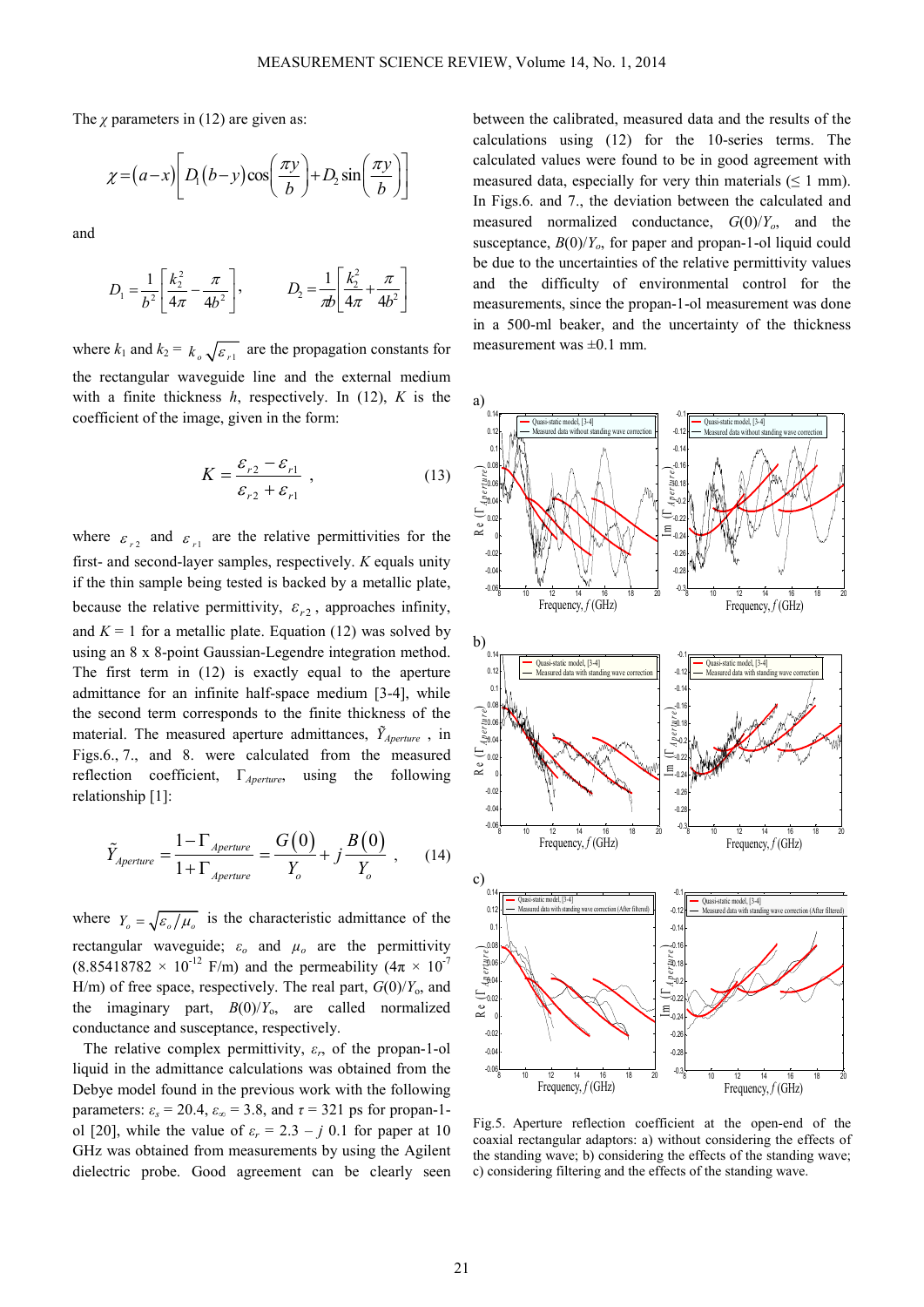The $\chi$ parameters in (12) are given as:

$$\chi = (a-x)\left[D_1(b-y)\cos\left(\frac{\pi y}{b}\right) + D_2\sin\left(\frac{\pi y}{b}\right)\right]$$

and

$$D_1 = \frac{1}{b^2}\left[\frac{k_2^2}{4\pi} - \frac{\pi}{4b^2}\right], \qquad D_2 = \frac{1}{\pi b}\left[\frac{k_2^2}{4\pi} + \frac{\pi}{4b^2}\right]$$

where $k_1$ and $k_2 = k_o\sqrt{\varepsilon_{r1}}$ are the propagation constants for the rectangular waveguide line and the external medium with a finite thickness $h$, respectively. In (12), $K$ is the coefficient of the image, given in the form:

$$K = \frac{\varepsilon_{r2} - \varepsilon_{r1}}{\varepsilon_{r2} + \varepsilon_{r1}} \, , \tag{13}$$

where $\varepsilon_{r2}$ and $\varepsilon_{r1}$ are the relative permittivities for the first- and second-layer samples, respectively. $K$ equals unity if the thin sample being tested is backed by a metallic plate, because the relative permittivity, $\varepsilon_{r2}$, approaches infinity, and $K = 1$ for a metallic plate. Equation (12) was solved by using an 8 x 8-point Gaussian-Legendre integration method. The first term in (12) is exactly equal to the aperture admittance for an infinite half-space medium [3-4], while the second term corresponds to the finite thickness of the material. The measured aperture admittances, $\tilde{Y}_{Aperture}$, in Figs.6., 7., and 8. were calculated from the measured reflection coefficient, $\Gamma_{Aperture}$, using the following relationship [1]:

$$\tilde{Y}_{Aperture} = \frac{1-\Gamma_{Aperture}}{1+\Gamma_{Aperture}} = \frac{G(0)}{Y_o} + j\frac{B(0)}{Y_o} \, , \tag{14}$$

where $Y_o = \sqrt{\varepsilon_o/\mu_o}$ is the characteristic admittance of the rectangular waveguide; $\varepsilon_o$ and $\mu_o$ are the permittivity ($8.85418782 \times 10^{-12}$ F/m) and the permeability ($4\pi \times 10^{-7}$ H/m) of free space, respectively. The real part, $G(0)/Y_o$, and the imaginary part, $B(0)/Y_o$, are called normalized conductance and susceptance, respectively.

The relative complex permittivity, $\varepsilon_r$, of the propan-1-ol liquid in the admittance calculations was obtained from the Debye model found in the previous work with the following parameters: $\varepsilon_s = 20.4$, $\varepsilon_\infty = 3.8$, and $\tau = 321$ ps for propan-1-ol [20], while the value of $\varepsilon_r = 2.3 - j\,0.1$ for paper at 10 GHz was obtained from measurements by using the Agilent dielectric probe. Good agreement can be clearly seen between the calibrated, measured data and the results of the calculations using (12) for the 10-series terms. The calculated values were found to be in good agreement with measured data, especially for very thin materials (≤ 1 mm). In Figs.6. and 7., the deviation between the calculated and measured normalized conductance, $G(0)/Y_o$, and the susceptance, $B(0)/Y_o$, for paper and propan-1-ol liquid could be due to the uncertainties of the relative permittivity values and the difficulty of environmental control for the measurements, since the propan-1-ol measurement was done in a 500-ml beaker, and the uncertainty of the thickness measurement was ±0.1 mm.

Fig.5. Aperture reflection coefficient at the open-end of the coaxial rectangular adaptors: a) without considering the effects of the standing wave; b) considering the effects of the standing wave; c) considering filtering and the effects of the standing wave.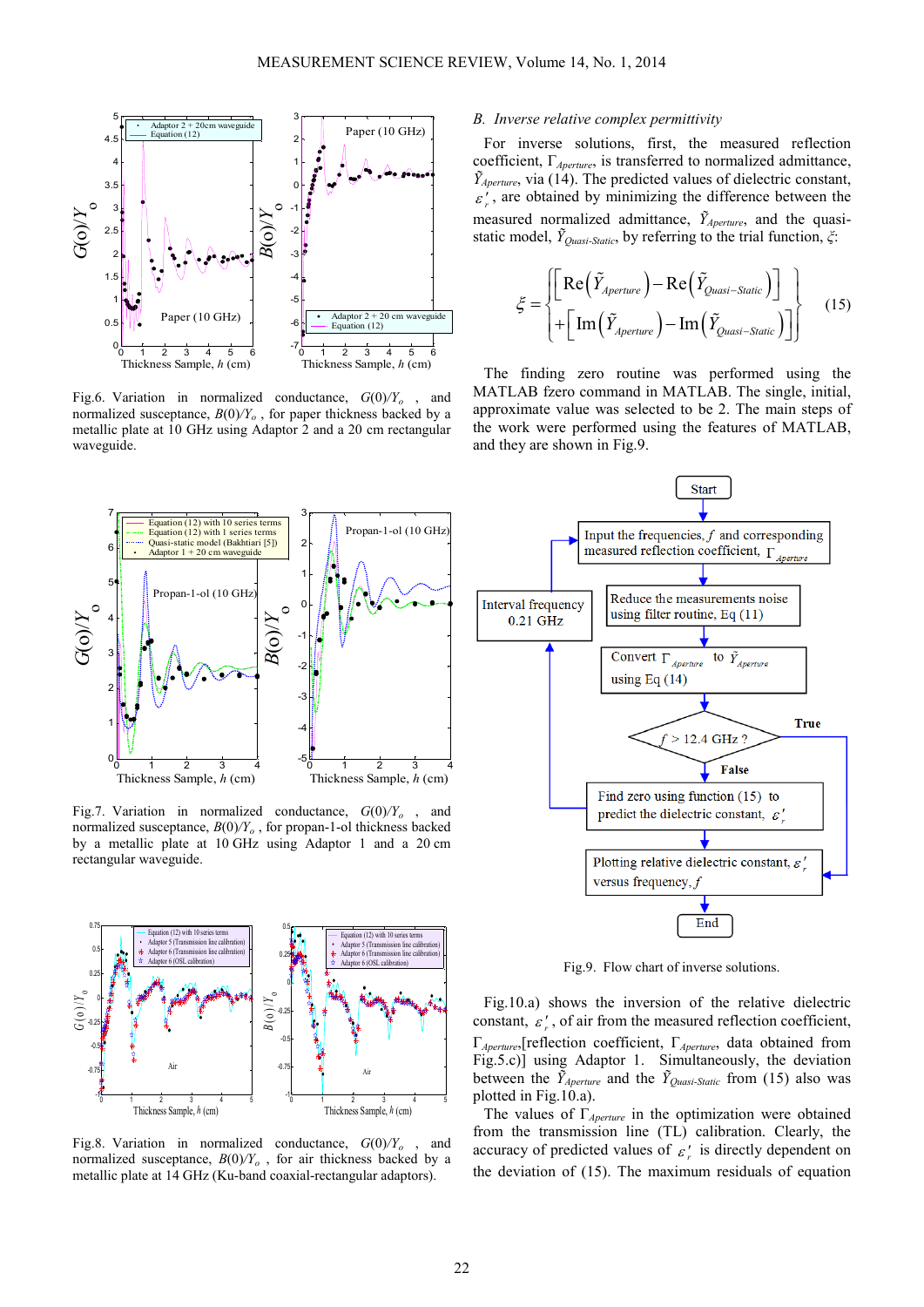Fig.6. Variation in normalized conductance, $G(0)/Y_o$, and normalized susceptance, $B(0)/Y_o$, for paper thickness backed by a metallic plate at 10 GHz using Adaptor 2 and a 20 cm rectangular waveguide.

Fig.7. Variation in normalized conductance, $G(0)/Y_o$, and normalized susceptance, $B(0)/Y_o$, for propan-1-ol thickness backed by a metallic plate at 10 GHz using Adaptor 1 and a 20 cm rectangular waveguide.

Fig.8. Variation in normalized conductance, $G(0)/Y_o$, and normalized susceptance, $B(0)/Y_o$, for air thickness backed by a metallic plate at 14 GHz (Ku-band coaxial-rectangular adaptors).

## B. *Inverse relative complex permittivity*

For inverse solutions, first, the measured reflection coefficient, $\Gamma_{Aperture}$, is transferred to normalized admittance, $\tilde{Y}_{Aperture}$, via (14). The predicted values of dielectric constant, $\varepsilon_r'$, are obtained by minimizing the difference between the measured normalized admittance, $\tilde{Y}_{Aperture}$, and the quasi-static model, $\tilde{Y}_{Quasi\text{-}Static}$, by referring to the trial function, $\xi$:

$$\xi = \left\{ \begin{matrix} \left[ \mathrm{Re}\left(\tilde{Y}_{Aperture}\right) - \mathrm{Re}\left(\tilde{Y}_{Quasi-Static}\right) \right] \\ + \left[ \mathrm{Im}\left(\tilde{Y}_{Aperture}\right) - \mathrm{Im}\left(\tilde{Y}_{Quasi-Static}\right) \right] \end{matrix} \right\} \tag{15}$$

The finding zero routine was performed using the MATLAB fzero command in MATLAB. The single, initial, approximate value was selected to be 2. The main steps of the work were performed using the features of MATLAB, and they are shown in Fig.9.

Fig.9. Flow chart of inverse solutions.

Fig.10.a) shows the inversion of the relative dielectric constant, $\varepsilon_r'$, of air from the measured reflection coefficient, $\Gamma_{Aperture}$,[reflection coefficient, $\Gamma_{Aperture}$, data obtained from Fig.5.c)] using Adaptor 1. Simultaneously, the deviation between the $\tilde{Y}_{Aperture}$ and the $\tilde{Y}_{Quasi\text{-}Static}$ from (15) also was plotted in Fig.10.a).

The values of $\Gamma_{Aperture}$ in the optimization were obtained from the transmission line (TL) calibration. Clearly, the accuracy of predicted values of $\varepsilon_r'$ is directly dependent on the deviation of (15). The maximum residuals of equation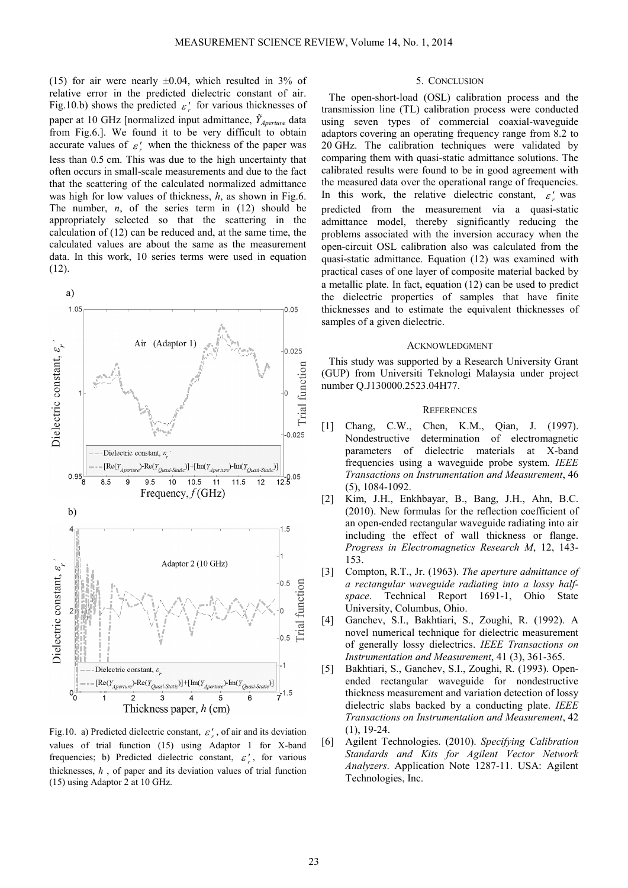(15) for air were nearly ±0.04, which resulted in 3% of relative error in the predicted dielectric constant of air. Fig.10.b) shows the predicted $\varepsilon_r'$ for various thicknesses of paper at 10 GHz [normalized input admittance, $\tilde{Y}_{Aperture}$ data from Fig.6.]. We found it to be very difficult to obtain accurate values of $\varepsilon_r'$ when the thickness of the paper was less than 0.5 cm. This was due to the high uncertainty that often occurs in small-scale measurements and due to the fact that the scattering of the calculated normalized admittance was high for low values of thickness, $h$, as shown in Fig.6. The number, $n$, of the series term in (12) should be appropriately selected so that the scattering in the calculation of (12) can be reduced and, at the same time, the calculated values are about the same as the measurement data. In this work, 10 series terms were used in equation (12).

Fig.10. a) Predicted dielectric constant, $\varepsilon_r'$, of air and its deviation values of trial function (15) using Adaptor 1 for X-band frequencies; b) Predicted dielectric constant, $\varepsilon_r'$, for various thicknesses, $h$, of paper and its deviation values of trial function (15) using Adaptor 2 at 10 GHz.

## 5. CONCLUSION

The open-short-load (OSL) calibration process and the transmission line (TL) calibration process were conducted using seven types of commercial coaxial-waveguide adaptors covering an operating frequency range from 8.2 to 20 GHz. The calibration techniques were validated by comparing them with quasi-static admittance solutions. The calibrated results were found to be in good agreement with the measured data over the operational range of frequencies. In this work, the relative dielectric constant, $\varepsilon_r'$ was predicted from the measurement via a quasi-static admittance model, thereby significantly reducing the problems associated with the inversion accuracy when the open-circuit OSL calibration also was calculated from the quasi-static admittance. Equation (12) was examined with practical cases of one layer of composite material backed by a metallic plate. In fact, equation (12) can be used to predict the dielectric properties of samples that have finite thicknesses and to estimate the equivalent thicknesses of samples of a given dielectric.

## ACKNOWLEDGMENT

This study was supported by a Research University Grant (GUP) from Universiti Teknologi Malaysia under project number Q.J130000.2523.04H77.

## REFERENCES

[1] Chang, C.W., Chen, K.M., Qian, J. (1997). Nondestructive determination of electromagnetic parameters of dielectric materials at X-band frequencies using a waveguide probe system. *IEEE Transactions on Instrumentation and Measurement*, 46 (5), 1084-1092.

[2] Kim, J.H., Enkhbayar, B., Bang, J.H., Ahn, B.C. (2010). New formulas for the reflection coefficient of an open-ended rectangular waveguide radiating into air including the effect of wall thickness or flange. *Progress in Electromagnetics Research M*, 12, 143-153.

[3] Compton, R.T., Jr. (1963). *The aperture admittance of a rectangular waveguide radiating into a lossy half-space*. Technical Report 1691-1, Ohio State University, Columbus, Ohio.

[4] Ganchev, S.I., Bakhtiari, S., Zoughi, R. (1992). A novel numerical technique for dielectric measurement of generally lossy dielectrics. *IEEE Transactions on Instrumentation and Measurement*, 41 (3), 361-365.

[5] Bakhtiari, S., Ganchev, S.I., Zoughi, R. (1993). Open-ended rectangular waveguide for nondestructive thickness measurement and variation detection of lossy dielectric slabs backed by a conducting plate. *IEEE Transactions on Instrumentation and Measurement*, 42 (1), 19-24.

[6] Agilent Technologies. (2010). *Specifying Calibration Standards and Kits for Agilent Vector Network Analyzers*. Application Note 1287-11. USA: Agilent Technologies, Inc.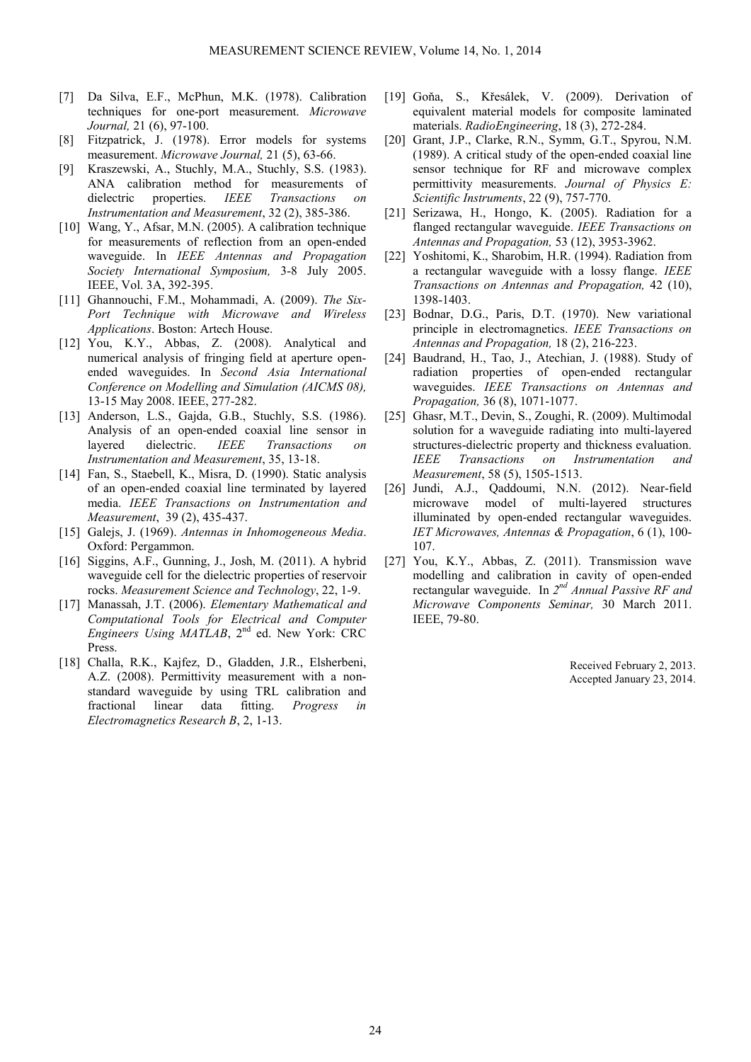[7] Da Silva, E.F., McPhun, M.K. (1978). Calibration techniques for one-port measurement. *Microwave Journal,* 21 (6), 97-100.

[8] Fitzpatrick, J. (1978). Error models for systems measurement. *Microwave Journal,* 21 (5), 63-66.

[9] Kraszewski, A., Stuchly, M.A., Stuchly, S.S. (1983). ANA calibration method for measurements of dielectric properties. *IEEE Transactions on Instrumentation and Measurement*, 32 (2), 385-386.

[10] Wang, Y., Afsar, M.N. (2005). A calibration technique for measurements of reflection from an open-ended waveguide. In *IEEE Antennas and Propagation Society International Symposium,* 3-8 July 2005. IEEE, Vol. 3A, 392-395.

[11] Ghannouchi, F.M., Mohammadi, A. (2009). *The Six-Port Technique with Microwave and Wireless Applications*. Boston: Artech House.

[12] You, K.Y., Abbas, Z. (2008). Analytical and numerical analysis of fringing field at aperture open-ended waveguides. In *Second Asia International Conference on Modelling and Simulation (AICMS 08),* 13-15 May 2008. IEEE, 277-282.

[13] Anderson, L.S., Gajda, G.B., Stuchly, S.S. (1986). Analysis of an open-ended coaxial line sensor in layered dielectric. *IEEE Transactions on Instrumentation and Measurement*, 35, 13-18.

[14] Fan, S., Staebell, K., Misra, D. (1990). Static analysis of an open-ended coaxial line terminated by layered media. *IEEE Transactions on Instrumentation and Measurement*, 39 (2), 435-437.

[15] Galejs, J. (1969). *Antennas in Inhomogeneous Media*. Oxford: Pergammon.

[16] Siggins, A.F., Gunning, J., Josh, M. (2011). A hybrid waveguide cell for the dielectric properties of reservoir rocks. *Measurement Science and Technology*, 22, 1-9.

[17] Manassah, J.T. (2006). *Elementary Mathematical and Computational Tools for Electrical and Computer Engineers Using MATLAB*, 2nd ed. New York: CRC Press.

[18] Challa, R.K., Kajfez, D., Gladden, J.R., Elsherbeni, A.Z. (2008). Permittivity measurement with a non-standard waveguide by using TRL calibration and fractional linear data fitting. *Progress in Electromagnetics Research B*, 2, 1-13.

[19] Goňa, S., Křesálek, V. (2009). Derivation of equivalent material models for composite laminated materials. *RadioEngineering*, 18 (3), 272-284.

[20] Grant, J.P., Clarke, R.N., Symm, G.T., Spyrou, N.M. (1989). A critical study of the open-ended coaxial line sensor technique for RF and microwave complex permittivity measurements. *Journal of Physics E: Scientific Instruments*, 22 (9), 757-770.

[21] Serizawa, H., Hongo, K. (2005). Radiation for a flanged rectangular waveguide. *IEEE Transactions on Antennas and Propagation,* 53 (12), 3953-3962.

[22] Yoshitomi, K., Sharobim, H.R. (1994). Radiation from a rectangular waveguide with a lossy flange. *IEEE Transactions on Antennas and Propagation,* 42 (10), 1398-1403.

[23] Bodnar, D.G., Paris, D.T. (1970). New variational principle in electromagnetics. *IEEE Transactions on Antennas and Propagation,* 18 (2), 216-223.

[24] Baudrand, H., Tao, J., Atechian, J. (1988). Study of radiation properties of open-ended rectangular waveguides. *IEEE Transactions on Antennas and Propagation,* 36 (8), 1071-1077.

[25] Ghasr, M.T., Devin, S., Zoughi, R. (2009). Multimodal solution for a waveguide radiating into multi-layered structures-dielectric property and thickness evaluation. *IEEE Transactions on Instrumentation and Measurement*, 58 (5), 1505-1513.

[26] Jundi, A.J., Qaddoumi, N.N. (2012). Near-field microwave model of multi-layered structures illuminated by open-ended rectangular waveguides. *IET Microwaves, Antennas & Propagation*, 6 (1), 100-107.

[27] You, K.Y., Abbas, Z. (2011). Transmission wave modelling and calibration in cavity of open-ended rectangular waveguide. In *2nd Annual Passive RF and Microwave Components Seminar,* 30 March 2011. IEEE, 79-80.

Received February 2, 2013.
Accepted January 23, 2014.